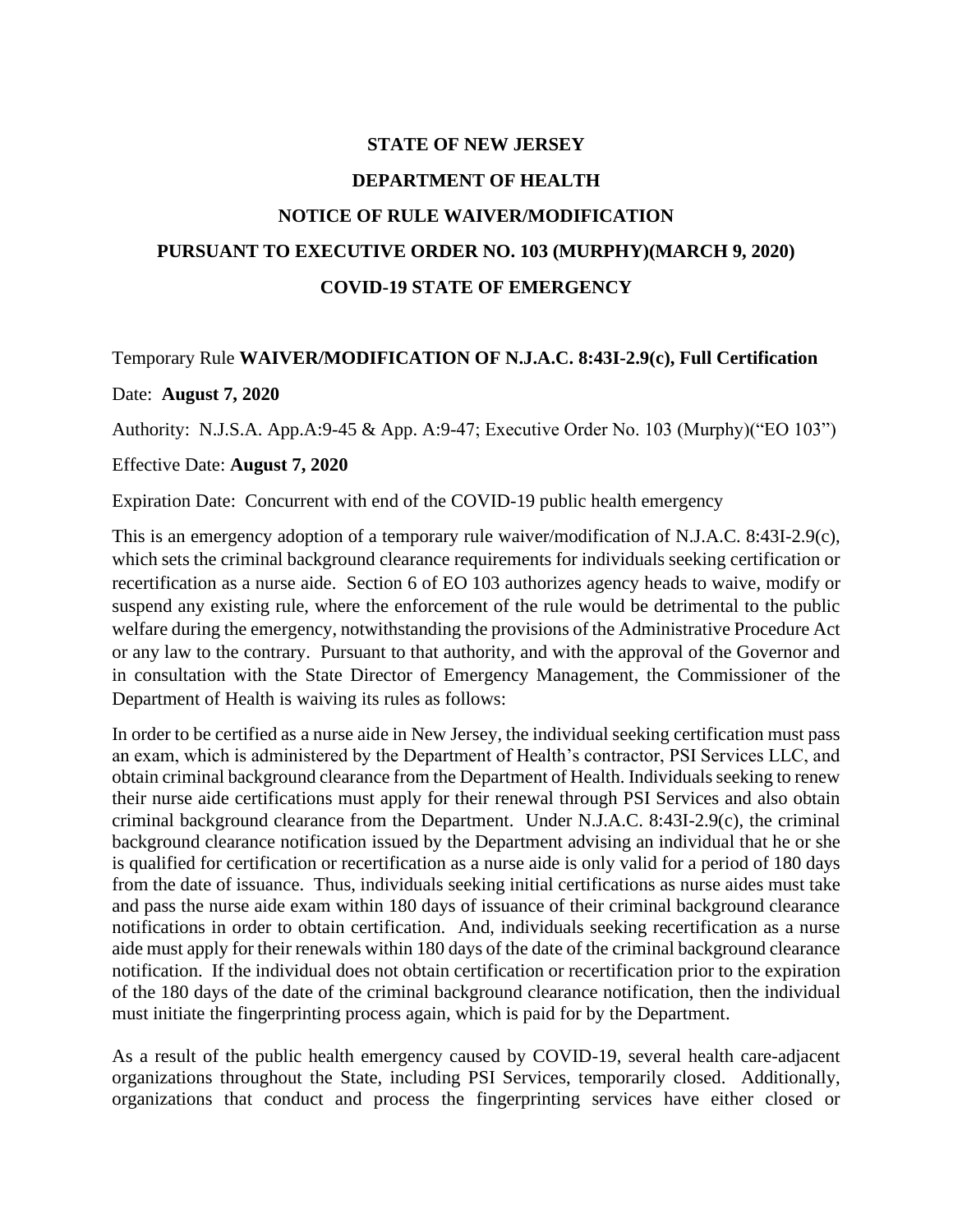**STATE OF NEW JERSEY**

**DEPARTMENT OF HEALTH**

**NOTICE OF RULE WAIVER/MODIFICATION**

**PURSUANT TO EXECUTIVE ORDER NO. 103 (MURPHY)(MARCH 9, 2020)**

**COVID-19 STATE OF EMERGENCY**

Temporary Rule **WAIVER/MODIFICATION OF N.J.A.C. 8:43I-2.9(c), Full Certification**

Date: **August 7, 2020**

Authority: N.J.S.A. App.A:9-45 & App. A:9-47; Executive Order No. 103 (Murphy)("EO 103")

Effective Date: **August 7, 2020**

Expiration Date: Concurrent with end of the COVID-19 public health emergency

This is an emergency adoption of a temporary rule waiver/modification of N.J.A.C. 8:43I-2.9(c), which sets the criminal background clearance requirements for individuals seeking certification or recertification as a nurse aide. Section 6 of EO 103 authorizes agency heads to waive, modify or suspend any existing rule, where the enforcement of the rule would be detrimental to the public welfare during the emergency, notwithstanding the provisions of the Administrative Procedure Act or any law to the contrary. Pursuant to that authority, and with the approval of the Governor and in consultation with the State Director of Emergency Management, the Commissioner of the Department of Health is waiving its rules as follows:

In order to be certified as a nurse aide in New Jersey, the individual seeking certification must pass an exam, which is administered by the Department of Health's contractor, PSI Services LLC, and obtain criminal background clearance from the Department of Health. Individuals seeking to renew their nurse aide certifications must apply for their renewal through PSI Services and also obtain criminal background clearance from the Department. Under N.J.A.C. 8:43I-2.9(c), the criminal background clearance notification issued by the Department advising an individual that he or she is qualified for certification or recertification as a nurse aide is only valid for a period of 180 days from the date of issuance. Thus, individuals seeking initial certifications as nurse aides must take and pass the nurse aide exam within 180 days of issuance of their criminal background clearance notifications in order to obtain certification. And, individuals seeking recertification as a nurse aide must apply for their renewals within 180 days of the date of the criminal background clearance notification. If the individual does not obtain certification or recertification prior to the expiration of the 180 days of the date of the criminal background clearance notification, then the individual must initiate the fingerprinting process again, which is paid for by the Department.

As a result of the public health emergency caused by COVID-19, several health care-adjacent organizations throughout the State, including PSI Services, temporarily closed. Additionally, organizations that conduct and process the fingerprinting services have either closed or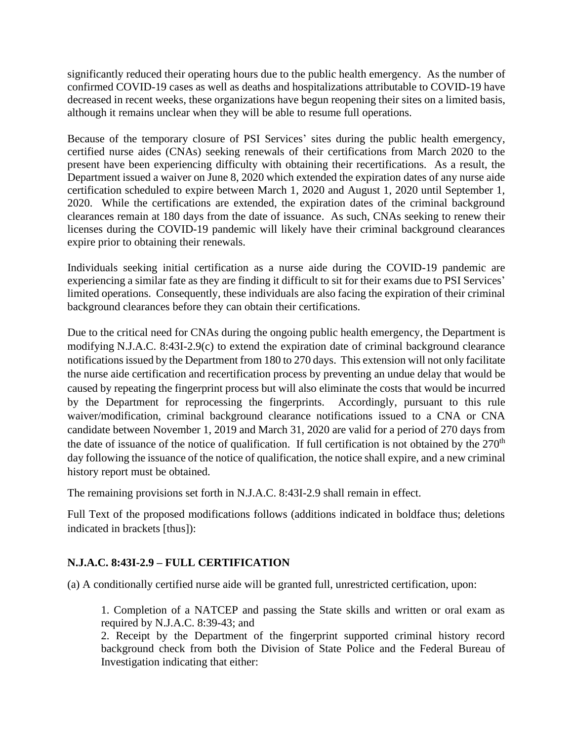significantly reduced their operating hours due to the public health emergency. As the number of confirmed COVID-19 cases as well as deaths and hospitalizations attributable to COVID-19 have decreased in recent weeks, these organizations have begun reopening their sites on a limited basis, although it remains unclear when they will be able to resume full operations.

Because of the temporary closure of PSI Services' sites during the public health emergency, certified nurse aides (CNAs) seeking renewals of their certifications from March 2020 to the present have been experiencing difficulty with obtaining their recertifications. As a result, the Department issued a waiver on June 8, 2020 which extended the expiration dates of any nurse aide certification scheduled to expire between March 1, 2020 and August 1, 2020 until September 1, 2020. While the certifications are extended, the expiration dates of the criminal background clearances remain at 180 days from the date of issuance. As such, CNAs seeking to renew their licenses during the COVID-19 pandemic will likely have their criminal background clearances expire prior to obtaining their renewals.

Individuals seeking initial certification as a nurse aide during the COVID-19 pandemic are experiencing a similar fate as they are finding it difficult to sit for their exams due to PSI Services' limited operations. Consequently, these individuals are also facing the expiration of their criminal background clearances before they can obtain their certifications.

Due to the critical need for CNAs during the ongoing public health emergency, the Department is modifying N.J.A.C. 8:43I-2.9(c) to extend the expiration date of criminal background clearance notifications issued by the Department from 180 to 270 days. This extension will not only facilitate the nurse aide certification and recertification process by preventing an undue delay that would be caused by repeating the fingerprint process but will also eliminate the costs that would be incurred by the Department for reprocessing the fingerprints. Accordingly, pursuant to this rule waiver/modification, criminal background clearance notifications issued to a CNA or CNA candidate between November 1, 2019 and March 31, 2020 are valid for a period of 270 days from the date of issuance of the notice of qualification. If full certification is not obtained by the 270th day following the issuance of the notice of qualification, the notice shall expire, and a new criminal history report must be obtained.

The remaining provisions set forth in N.J.A.C. 8:43I-2.9 shall remain in effect.

Full Text of the proposed modifications follows (additions indicated in boldface **thus**; deletions indicated in brackets [thus]):

**N.J.A.C. 8:43I-2.9 – FULL CERTIFICATION**

(a) A conditionally certified nurse aide will be granted full, unrestricted certification, upon:

1. Completion of a NATCEP and passing the State skills and written or oral exam as required by N.J.A.C. 8:39-43; and
2. Receipt by the Department of the fingerprint supported criminal history record background check from both the Division of State Police and the Federal Bureau of Investigation indicating that either: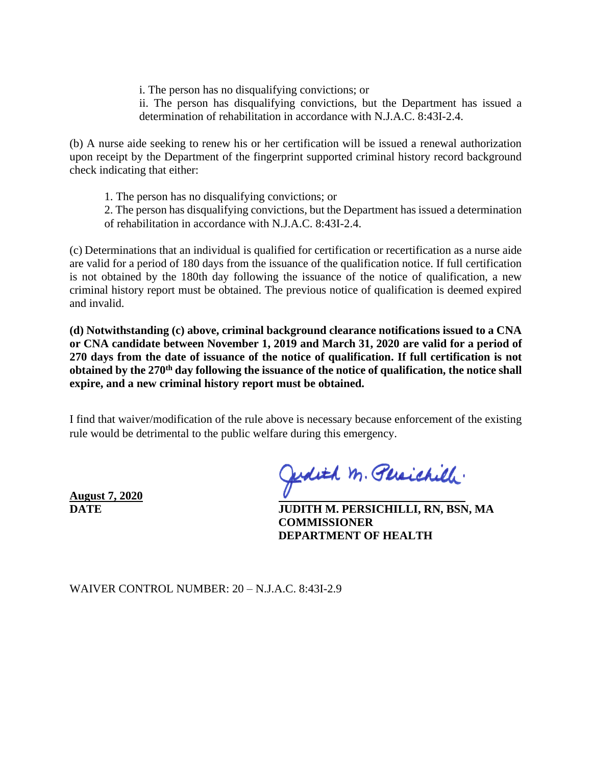i. The person has no disqualifying convictions; or

ii. The person has disqualifying convictions, but the Department has issued a determination of rehabilitation in accordance with N.J.A.C. 8:43I-2.4.

(b) A nurse aide seeking to renew his or her certification will be issued a renewal authorization upon receipt by the Department of the fingerprint supported criminal history record background check indicating that either:

1. The person has no disqualifying convictions; or
2. The person has disqualifying convictions, but the Department has issued a determination of rehabilitation in accordance with N.J.A.C. 8:43I-2.4.

(c) Determinations that an individual is qualified for certification or recertification as a nurse aide are valid for a period of 180 days from the issuance of the qualification notice. If full certification is not obtained by the 180th day following the issuance of the notice of qualification, a new criminal history report must be obtained. The previous notice of qualification is deemed expired and invalid.

**(d) Notwithstanding (c) above, criminal background clearance notifications issued to a CNA or CNA candidate between November 1, 2019 and March 31, 2020 are valid for a period of 270 days from the date of issuance of the notice of qualification. If full certification is not obtained by the 270th day following the issuance of the notice of qualification, the notice shall expire, and a new criminal history report must be obtained.**

I find that waiver/modification of the rule above is necessary because enforcement of the existing rule would be detrimental to the public welfare during this emergency.

Judith M. Persichilli

**August 7, 2020**
**DATE**

**JUDITH M. PERSICHILLI, RN, BSN, MA**
**COMMISSIONER**
**DEPARTMENT OF HEALTH**

WAIVER CONTROL NUMBER: 20 – N.J.A.C. 8:43I-2.9